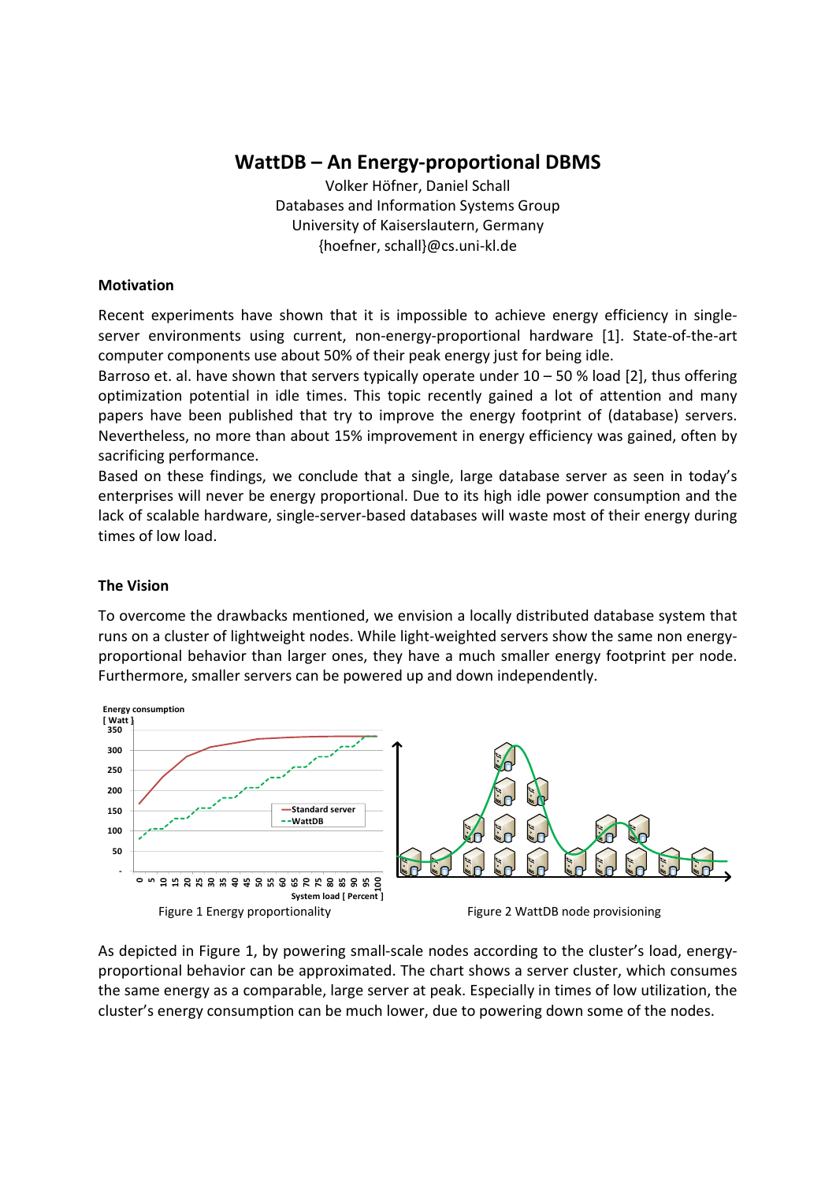# WattDB – An Energy-proportional DBMS

Volker Höfner, Daniel Schall
Databases and Information Systems Group
University of Kaiserslautern, Germany
{hoefner, schall}@cs.uni-kl.de

## Motivation

Recent experiments have shown that it is impossible to achieve energy efficiency in single-server environments using current, non-energy-proportional hardware [1]. State-of-the-art computer components use about 50% of their peak energy just for being idle.

Barroso et. al. have shown that servers typically operate under 10 – 50 % load [2], thus offering optimization potential in idle times. This topic recently gained a lot of attention and many papers have been published that try to improve the energy footprint of (database) servers. Nevertheless, no more than about 15% improvement in energy efficiency was gained, often by sacrificing performance.

Based on these findings, we conclude that a single, large database server as seen in today's enterprises will never be energy proportional. Due to its high idle power consumption and the lack of scalable hardware, single-server-based databases will waste most of their energy during times of low load.

## The Vision

To overcome the drawbacks mentioned, we envision a locally distributed database system that runs on a cluster of lightweight nodes. While light-weighted servers show the same non energy-proportional behavior than larger ones, they have a much smaller energy footprint per node. Furthermore, smaller servers can be powered up and down independently.

Figure 1 Energy proportionality

Figure 2 WattDB node provisioning

As depicted in Figure 1, by powering small-scale nodes according to the cluster's load, energy-proportional behavior can be approximated. The chart shows a server cluster, which consumes the same energy as a comparable, large server at peak. Especially in times of low utilization, the cluster's energy consumption can be much lower, due to powering down some of the nodes.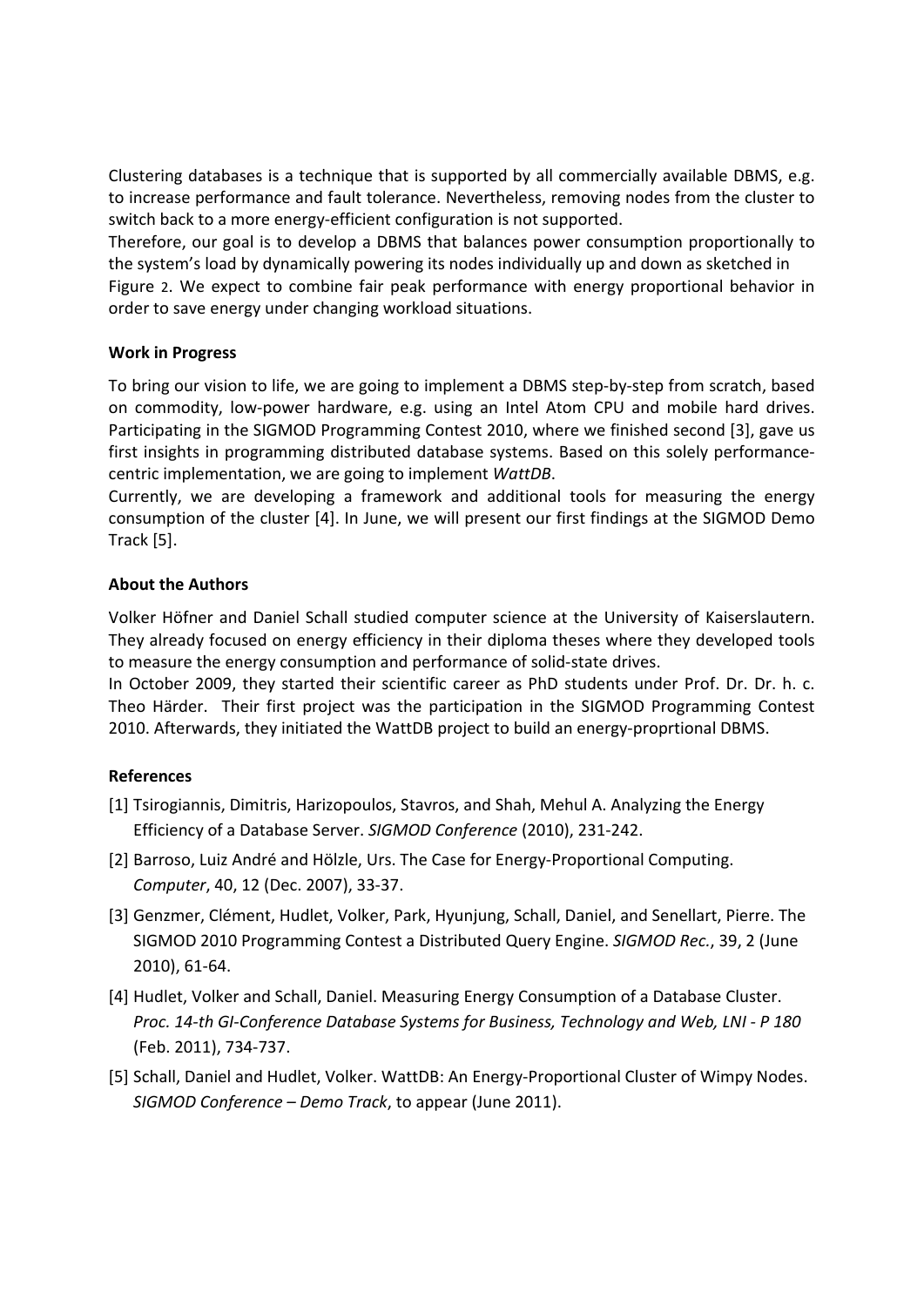Clustering databases is a technique that is supported by all commercially available DBMS, e.g. to increase performance and fault tolerance. Nevertheless, removing nodes from the cluster to switch back to a more energy-efficient configuration is not supported.

Therefore, our goal is to develop a DBMS that balances power consumption proportionally to the system's load by dynamically powering its nodes individually up and down as sketched in Figure 2. We expect to combine fair peak performance with energy proportional behavior in order to save energy under changing workload situations.

**Work in Progress**

To bring our vision to life, we are going to implement a DBMS step-by-step from scratch, based on commodity, low-power hardware, e.g. using an Intel Atom CPU and mobile hard drives. Participating in the SIGMOD Programming Contest 2010, where we finished second [3], gave us first insights in programming distributed database systems. Based on this solely performance-centric implementation, we are going to implement *WattDB*.

Currently, we are developing a framework and additional tools for measuring the energy consumption of the cluster [4]. In June, we will present our first findings at the SIGMOD Demo Track [5].

**About the Authors**

Volker Höfner and Daniel Schall studied computer science at the University of Kaiserslautern. They already focused on energy efficiency in their diploma theses where they developed tools to measure the energy consumption and performance of solid-state drives.

In October 2009, they started their scientific career as PhD students under Prof. Dr. Dr. h. c. Theo Härder. Their first project was the participation in the SIGMOD Programming Contest 2010. Afterwards, they initiated the WattDB project to build an energy-proprtional DBMS.

**References**

[1] Tsirogiannis, Dimitris, Harizopoulos, Stavros, and Shah, Mehul A. Analyzing the Energy Efficiency of a Database Server. *SIGMOD Conference* (2010), 231-242.

[2] Barroso, Luiz André and Hölzle, Urs. The Case for Energy-Proportional Computing. *Computer*, 40, 12 (Dec. 2007), 33-37.

[3] Genzmer, Clément, Hudlet, Volker, Park, Hyunjung, Schall, Daniel, and Senellart, Pierre. The SIGMOD 2010 Programming Contest a Distributed Query Engine. *SIGMOD Rec.*, 39, 2 (June 2010), 61-64.

[4] Hudlet, Volker and Schall, Daniel. Measuring Energy Consumption of a Database Cluster. *Proc. 14-th GI-Conference Database Systems for Business, Technology and Web, LNI - P 180* (Feb. 2011), 734-737.

[5] Schall, Daniel and Hudlet, Volker. WattDB: An Energy-Proportional Cluster of Wimpy Nodes. *SIGMOD Conference – Demo Track*, to appear (June 2011).